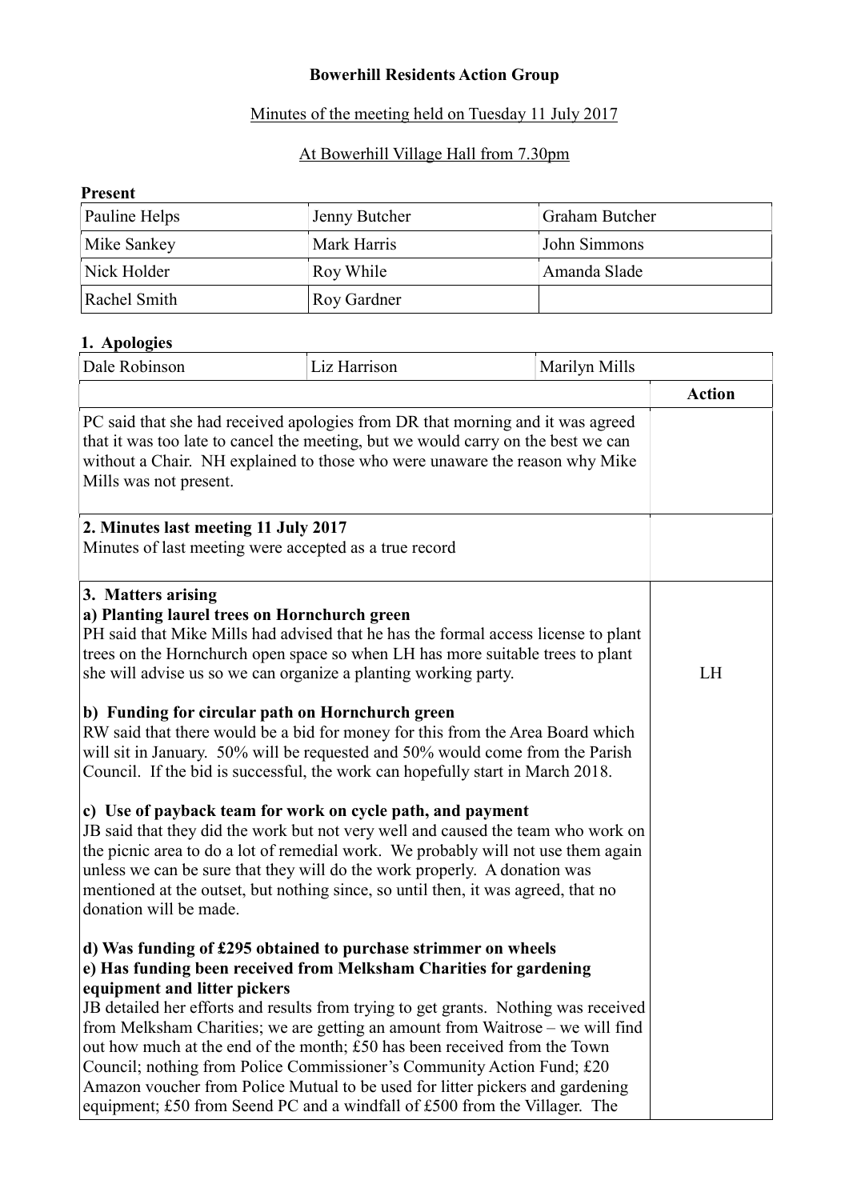**Bowerhill Residents Action Group**

Minutes of the meeting held on Tuesday 11 July 2017

At Bowerhill Village Hall from 7.30pm

**Present**

| | | |
|---|---|---|
| Pauline Helps | Jenny Butcher | Graham Butcher |
| Mike Sankey | Mark Harris | John Simmons |
| Nick Holder | Roy While | Amanda Slade |
| Rachel Smith | Roy Gardner | |

**1. Apologies**

| | | |
|---|---|---|
| Dale Robinson | Liz Harrison | Marilyn Mills |

| | **Action** |
|---|---|
| PC said that she had received apologies from DR that morning and it was agreed that it was too late to cancel the meeting, but we would carry on the best we can without a Chair. NH explained to those who were unaware the reason why Mike Mills was not present. | |
| **2. Minutes last meeting 11 July 2017**<br>Minutes of last meeting were accepted as a true record | |
| **3. Matters arising**<br>**a) Planting laurel trees on Hornchurch green**<br>PH said that Mike Mills had advised that he has the formal access license to plant trees on the Hornchurch open space so when LH has more suitable trees to plant she will advise us so we can organize a planting working party.<br><br>**b) Funding for circular path on Hornchurch green**<br>RW said that there would be a bid for money for this from the Area Board which will sit in January. 50% will be requested and 50% would come from the Parish Council. If the bid is successful, the work can hopefully start in March 2018.<br><br>**c) Use of payback team for work on cycle path, and payment**<br>JB said that they did the work but not very well and caused the team who work on the picnic area to do a lot of remedial work. We probably will not use them again unless we can be sure that they will do the work properly. A donation was mentioned at the outset, but nothing since, so until then, it was agreed, that no donation will be made.<br><br>**d) Was funding of £295 obtained to purchase strimmer on wheels**<br>**e) Has funding been received from Melksham Charities for gardening equipment and litter pickers**<br>JB detailed her efforts and results from trying to get grants. Nothing was received from Melksham Charities; we are getting an amount from Waitrose – we will find out how much at the end of the month; £50 has been received from the Town Council; nothing from Police Commissioner's Community Action Fund; £20 Amazon voucher from Police Mutual to be used for litter pickers and gardening equipment; £50 from Seend PC and a windfall of £500 from the Villager. The | LH |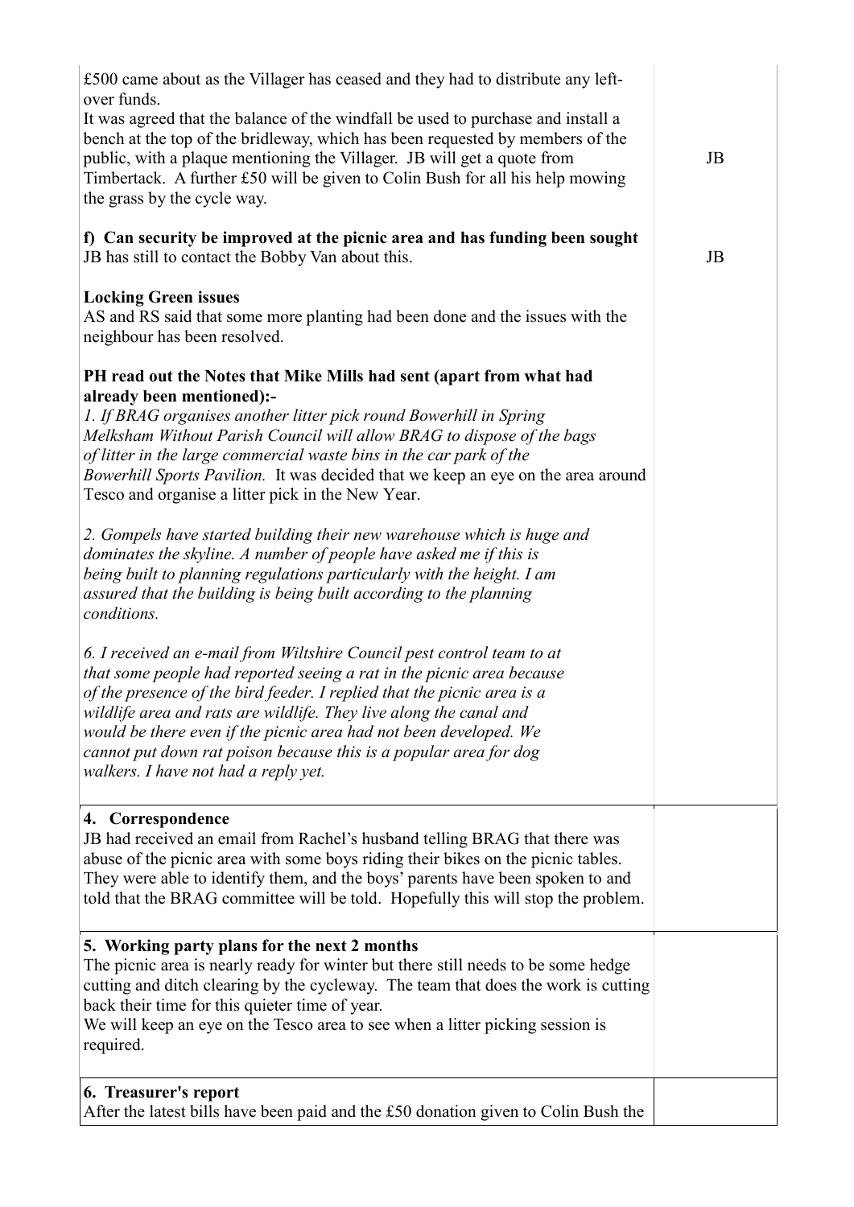| | |
|---|---|
| £500 came about as the Villager has ceased and they had to distribute any left-over funds.<br>It was agreed that the balance of the windfall be used to purchase and install a bench at the top of the bridleway, which has been requested by members of the public, with a plaque mentioning the Villager. JB will get a quote from Timbertack. A further £50 will be given to Colin Bush for all his help mowing the grass by the cycle way.<br><br>**f) Can security be improved at the picnic area and has funding been sought**<br>JB has still to contact the Bobby Van about this.<br><br>**Locking Green issues**<br>AS and RS said that some more planting had been done and the issues with the neighbour has been resolved.<br><br>**PH read out the Notes that Mike Mills had sent (apart from what had already been mentioned):-**<br>*1. If BRAG organises another litter pick round Bowerhill in Spring Melksham Without Parish Council will allow BRAG to dispose of the bags of litter in the large commercial waste bins in the car park of the Bowerhill Sports Pavilion.* It was decided that we keep an eye on the area around Tesco and organise a litter pick in the New Year.<br><br>*2. Gompels have started building their new warehouse which is huge and dominates the skyline. A number of people have asked me if this is being built to planning regulations particularly with the height. I am assured that the building is being built according to the planning conditions.*<br><br>*6. I received an e-mail from Wiltshire Council pest control team to at that some people had reported seeing a rat in the picnic area because of the presence of the bird feeder. I replied that the picnic area is a wildlife area and rats are wildlife. They live along the canal and would be there even if the picnic area had not been developed. We cannot put down rat poison because this is a popular area for dog walkers. I have not had a reply yet.* | JB<br><br>JB |
| **4. Correspondence**<br>JB had received an email from Rachel's husband telling BRAG that there was abuse of the picnic area with some boys riding their bikes on the picnic tables. They were able to identify them, and the boys' parents have been spoken to and told that the BRAG committee will be told. Hopefully this will stop the problem. | |
| **5. Working party plans for the next 2 months**<br>The picnic area is nearly ready for winter but there still needs to be some hedge cutting and ditch clearing by the cycleway. The team that does the work is cutting back their time for this quieter time of year.<br>We will keep an eye on the Tesco area to see when a litter picking session is required. | |
| **6. Treasurer's report**<br>After the latest bills have been paid and the £50 donation given to Colin Bush the | |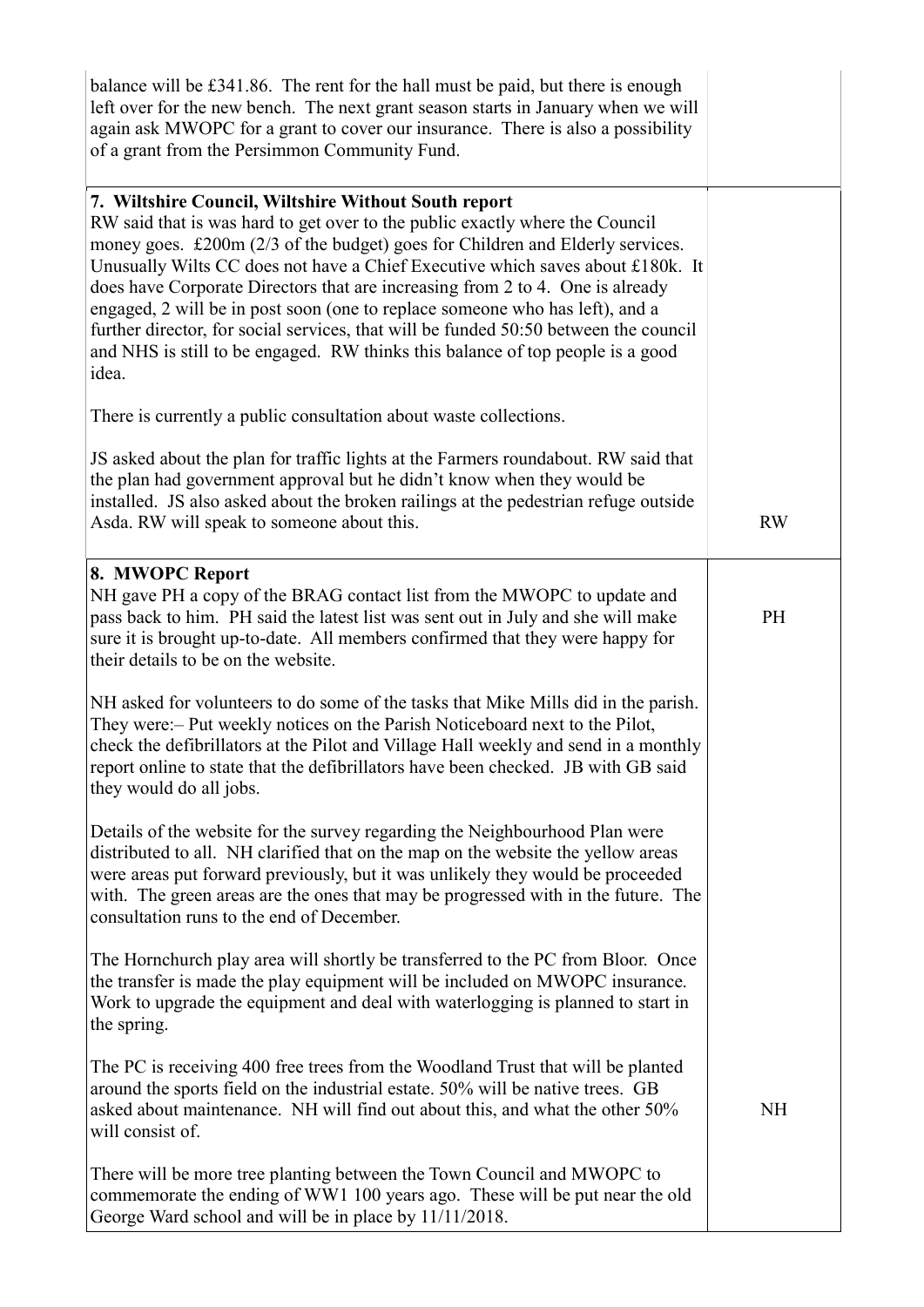| | |
|---|---|
| balance will be £341.86. The rent for the hall must be paid, but there is enough left over for the new bench. The next grant season starts in January when we will again ask MWOPC for a grant to cover our insurance. There is also a possibility of a grant from the Persimmon Community Fund. | |
| **7. Wiltshire Council, Wiltshire Without South report**<br>RW said that is was hard to get over to the public exactly where the Council money goes. £200m (2/3 of the budget) goes for Children and Elderly services. Unusually Wilts CC does not have a Chief Executive which saves about £180k. It does have Corporate Directors that are increasing from 2 to 4. One is already engaged, 2 will be in post soon (one to replace someone who has left), and a further director, for social services, that will be funded 50:50 between the council and NHS is still to be engaged. RW thinks this balance of top people is a good idea.<br><br>There is currently a public consultation about waste collections.<br><br>JS asked about the plan for traffic lights at the Farmers roundabout. RW said that the plan had government approval but he didn't know when they would be installed. JS also asked about the broken railings at the pedestrian refuge outside Asda. RW will speak to someone about this. | RW |
| **8. MWOPC Report**<br>NH gave PH a copy of the BRAG contact list from the MWOPC to update and pass back to him. PH said the latest list was sent out in July and she will make sure it is brought up-to-date. All members confirmed that they were happy for their details to be on the website.<br><br>NH asked for volunteers to do some of the tasks that Mike Mills did in the parish. They were:– Put weekly notices on the Parish Noticeboard next to the Pilot, check the defibrillators at the Pilot and Village Hall weekly and send in a monthly report online to state that the defibrillators have been checked. JB with GB said they would do all jobs.<br><br>Details of the website for the survey regarding the Neighbourhood Plan were distributed to all. NH clarified that on the map on the website the yellow areas were areas put forward previously, but it was unlikely they would be proceeded with. The green areas are the ones that may be progressed with in the future. The consultation runs to the end of December.<br><br>The Hornchurch play area will shortly be transferred to the PC from Bloor. Once the transfer is made the play equipment will be included on MWOPC insurance. Work to upgrade the equipment and deal with waterlogging is planned to start in the spring.<br><br>The PC is receiving 400 free trees from the Woodland Trust that will be planted around the sports field on the industrial estate. 50% will be native trees. GB asked about maintenance. NH will find out about this, and what the other 50% will consist of.<br><br>There will be more tree planting between the Town Council and MWOPC to commemorate the ending of WW1 100 years ago. These will be put near the old George Ward school and will be in place by 11/11/2018. | PH<br><br>NH |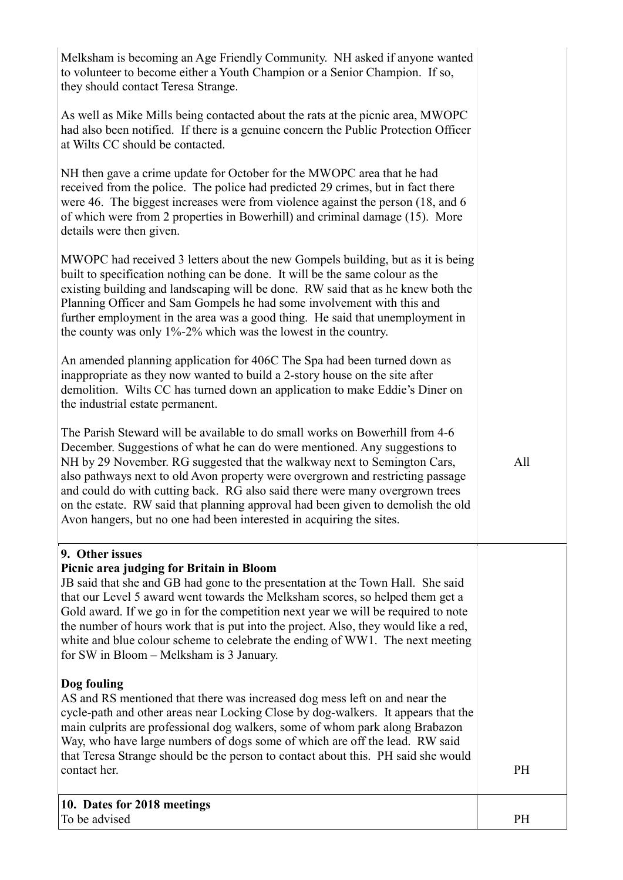| | |
|---|---|
| Melksham is becoming an Age Friendly Community. NH asked if anyone wanted to volunteer to become either a Youth Champion or a Senior Champion. If so, they should contact Teresa Strange.<br><br>As well as Mike Mills being contacted about the rats at the picnic area, MWOPC had also been notified. If there is a genuine concern the Public Protection Officer at Wilts CC should be contacted.<br><br>NH then gave a crime update for October for the MWOPC area that he had received from the police. The police had predicted 29 crimes, but in fact there were 46. The biggest increases were from violence against the person (18, and 6 of which were from 2 properties in Bowerhill) and criminal damage (15). More details were then given.<br><br>MWOPC had received 3 letters about the new Gompels building, but as it is being built to specification nothing can be done. It will be the same colour as the existing building and landscaping will be done. RW said that as he knew both the Planning Officer and Sam Gompels he had some involvement with this and further employment in the area was a good thing. He said that unemployment in the county was only 1%-2% which was the lowest in the country.<br><br>An amended planning application for 406C The Spa had been turned down as inappropriate as they now wanted to build a 2-story house on the site after demolition. Wilts CC has turned down an application to make Eddie's Diner on the industrial estate permanent.<br><br>The Parish Steward will be available to do small works on Bowerhill from 4-6 December. Suggestions of what he can do were mentioned. Any suggestions to NH by 29 November. RG suggested that the walkway next to Semington Cars, also pathways next to old Avon property were overgrown and restricting passage and could do with cutting back. RG also said there were many overgrown trees on the estate. RW said that planning approval had been given to demolish the old Avon hangers, but no one had been interested in acquiring the sites. | All |
| **9. Other issues**<br>**Picnic area judging for Britain in Bloom**<br>JB said that she and GB had gone to the presentation at the Town Hall. She said that our Level 5 award went towards the Melksham scores, so helped them get a Gold award. If we go in for the competition next year we will be required to note the number of hours work that is put into the project. Also, they would like a red, white and blue colour scheme to celebrate the ending of WW1. The next meeting for SW in Bloom – Melksham is 3 January.<br><br>**Dog fouling**<br>AS and RS mentioned that there was increased dog mess left on and near the cycle-path and other areas near Locking Close by dog-walkers. It appears that the main culprits are professional dog walkers, some of whom park along Brabazon Way, who have large numbers of dogs some of which are off the lead. RW said that Teresa Strange should be the person to contact about this. PH said she would contact her. | PH |
| **10. Dates for 2018 meetings**<br>To be advised | PH |